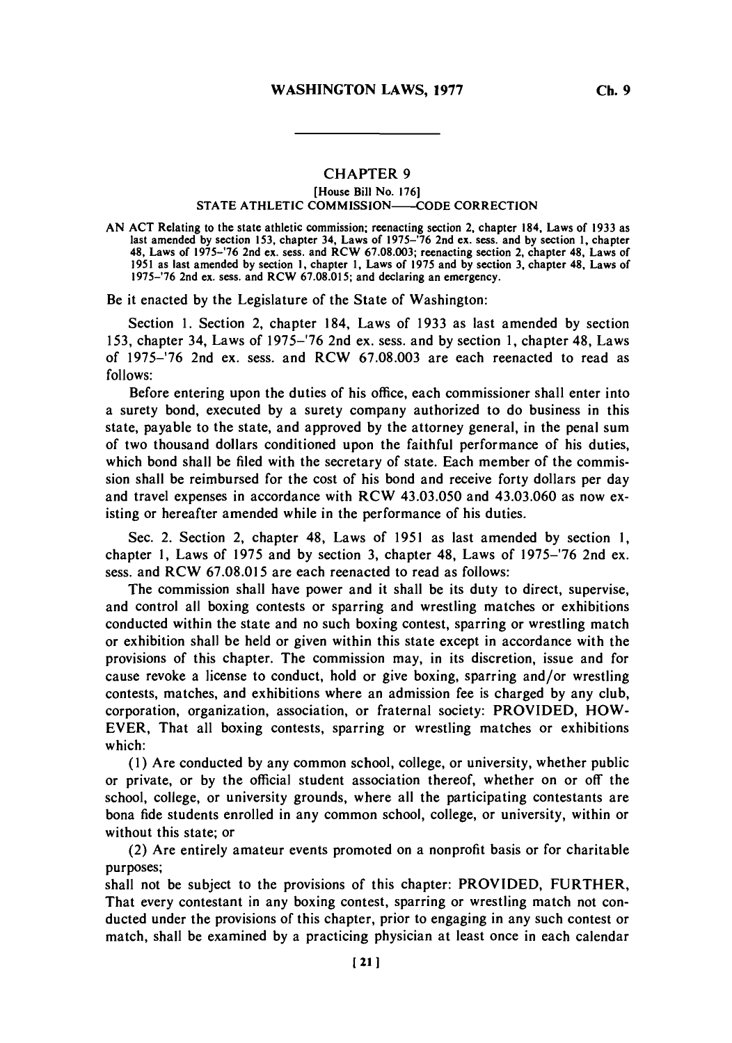## CHAPTER 9

[House Bill No. 176]

STATE ATHLETIC COMMISSION——CODE CORRECTION

AN ACT Relating to the state athletic commission; reenacting section 2, chapter 184, Laws of 1933 as last amended by section 153, chapter 34, Laws of 1975–'76 2nd ex. sess. and by section 1, chapter 48, Laws of 1975–'76 2nd ex. sess. and RCW 67.08.003; reenacting section 2, chapter 48, Laws of 1951 as last amended by section 1, chapter 1, Laws of 1975 and by section 3, chapter 48, Laws of 1975–'76 2nd ex. sess. and RCW 67.08.015; and declaring an emergency.

Be it enacted by the Legislature of the State of Washington:

Section 1. Section 2, chapter 184, Laws of 1933 as last amended by section 153, chapter 34, Laws of 1975–'76 2nd ex. sess. and by section 1, chapter 48, Laws of 1975–'76 2nd ex. sess. and RCW 67.08.003 are each reenacted to read as follows:

Before entering upon the duties of his office, each commissioner shall enter into a surety bond, executed by a surety company authorized to do business in this state, payable to the state, and approved by the attorney general, in the penal sum of two thousand dollars conditioned upon the faithful performance of his duties, which bond shall be filed with the secretary of state. Each member of the commission shall be reimbursed for the cost of his bond and receive forty dollars per day and travel expenses in accordance with RCW 43.03.050 and 43.03.060 as now existing or hereafter amended while in the performance of his duties.

Sec. 2. Section 2, chapter 48, Laws of 1951 as last amended by section 1, chapter 1, Laws of 1975 and by section 3, chapter 48, Laws of 1975–'76 2nd ex. sess. and RCW 67.08.015 are each reenacted to read as follows:

The commission shall have power and it shall be its duty to direct, supervise, and control all boxing contests or sparring and wrestling matches or exhibitions conducted within the state and no such boxing contest, sparring or wrestling match or exhibition shall be held or given within this state except in accordance with the provisions of this chapter. The commission may, in its discretion, issue and for cause revoke a license to conduct, hold or give boxing, sparring and/or wrestling contests, matches, and exhibitions where an admission fee is charged by any club, corporation, organization, association, or fraternal society: PROVIDED, HOWEVER, That all boxing contests, sparring or wrestling matches or exhibitions which:

(1) Are conducted by any common school, college, or university, whether public or private, or by the official student association thereof, whether on or off the school, college, or university grounds, where all the participating contestants are bona fide students enrolled in any common school, college, or university, within or without this state; or

(2) Are entirely amateur events promoted on a nonprofit basis or for charitable purposes;

shall not be subject to the provisions of this chapter: PROVIDED, FURTHER, That every contestant in any boxing contest, sparring or wrestling match not conducted under the provisions of this chapter, prior to engaging in any such contest or match, shall be examined by a practicing physician at least once in each calendar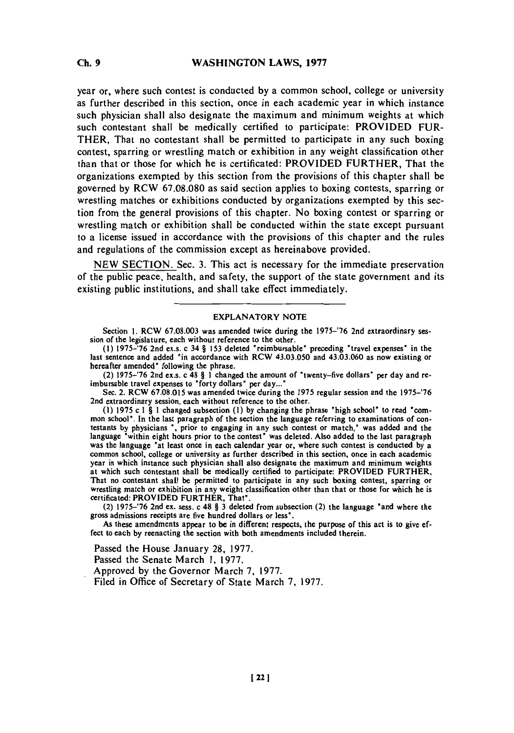year or, where such contest is conducted by a common school, college or university as further described in this section, once in each academic year in which instance such physician shall also designate the maximum and minimum weights at which such contestant shall be medically certified to participate: PROVIDED FURTHER, That no contestant shall be permitted to participate in any such boxing contest, sparring or wrestling match or exhibition in any weight classification other than that or those for which he is certificated: PROVIDED FURTHER, That the organizations exempted by this section from the provisions of this chapter shall be governed by RCW 67.08.080 as said section applies to boxing contests, sparring or wrestling matches or exhibitions conducted by organizations exempted by this section from the general provisions of this chapter. No boxing contest or sparring or wrestling match or exhibition shall be conducted within the state except pursuant to a license issued in accordance with the provisions of this chapter and the rules and regulations of the commission except as hereinabove provided.

NEW SECTION. Sec. 3. This act is necessary for the immediate preservation of the public peace, health, and safety, the support of the state government and its existing public institutions, and shall take effect immediately.

---

EXPLANATORY NOTE

Section 1. RCW 67.08.003 was amended twice during the 1975-'76 2nd extraordinary session of the legislature, each without reference to the other.

(1) 1975-'76 2nd ex.s. c 34 § 153 deleted "reimbursable" preceding "travel expenses" in the last sentence and added "in accordance with RCW 43.03.050 and 43.03.060 as now existing or hereafter amended" following the phrase.

(2) 1975-'76 2nd ex.s. c 48 § 1 changed the amount of "twenty-five dollars" per day and reimbursable travel expenses to "forty dollars" per day..."

Sec. 2. RCW 67.08.015 was amended twice during the 1975 regular session and the 1975-'76 2nd extraordinary session, each without reference to the other.

(1) 1975 c 1 § 1 changed subsection (1) by changing the phrase "high school" to read "common school". In the last paragraph of the section the language referring to examinations of contestants by physicians ", prior to engaging in any such contest or match," was added and the language "within eight hours prior to the contest" was deleted. Also added to the last paragraph was the language "at least once in each calendar year or, where such contest is conducted by a common school, college or university as further described in this section, once in each academic year in which instance such physician shall also designate the maximum and minimum weights at which such contestant shall be medically certified to participate: PROVIDED FURTHER, That no contestant shall be permitted to participate in any such boxing contest, sparring or wrestling match or exhibition in any weight classification other than that or those for which he is certificated: PROVIDED FURTHER, That".

(2) 1975-'76 2nd ex. sess. c 48 § 3 deleted from subsection (2) the language "and where the gross admissions receipts are five hundred dollars or less".

As these amendments appear to be in different respects, the purpose of this act is to give effect to each by reenacting the section with both amendments included therein.

Passed the House January 28, 1977.
Passed the Senate March 1, 1977.
Approved by the Governor March 7, 1977.
Filed in Office of Secretary of State March 7, 1977.